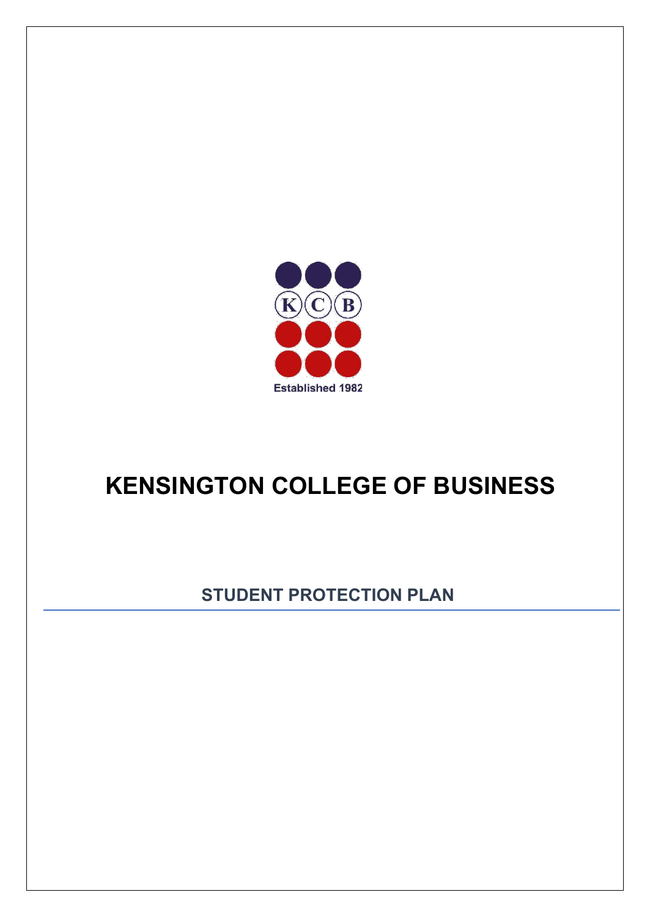K C B

Established 1982

# KENSINGTON COLLEGE OF BUSINESS

## STUDENT PROTECTION PLAN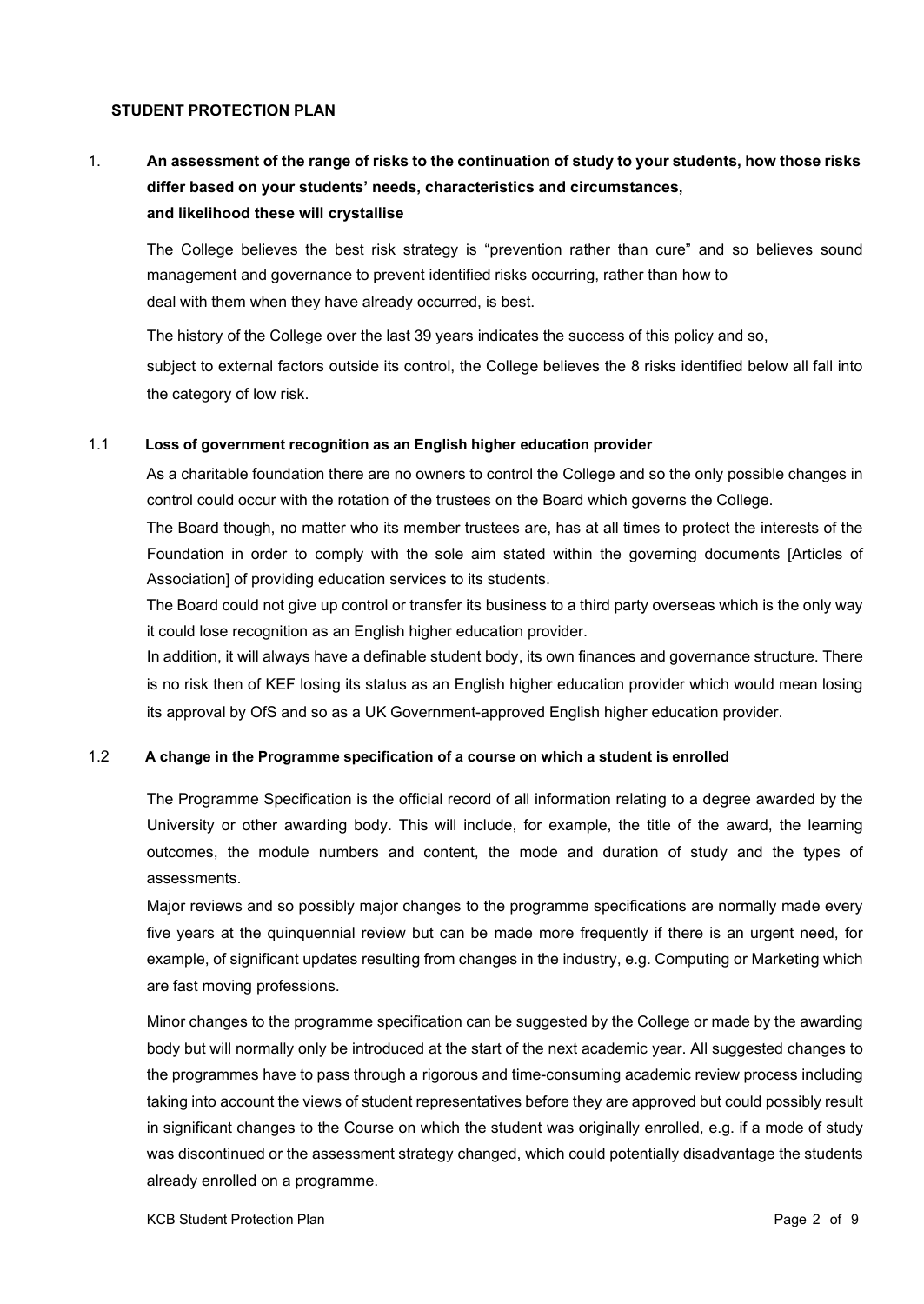## STUDENT PROTECTION PLAN

### 1. An assessment of the range of risks to the continuation of study to your students, how those risks differ based on your students' needs, characteristics and circumstances, and likelihood these will crystallise

The College believes the best risk strategy is "prevention rather than cure" and so believes sound management and governance to prevent identified risks occurring, rather than how to deal with them when they have already occurred, is best.

The history of the College over the last 39 years indicates the success of this policy and so, subject to external factors outside its control, the College believes the 8 risks identified below all fall into the category of low risk.

#### 1.1 Loss of government recognition as an English higher education provider

As a charitable foundation there are no owners to control the College and so the only possible changes in control could occur with the rotation of the trustees on the Board which governs the College.

The Board though, no matter who its member trustees are, has at all times to protect the interests of the Foundation in order to comply with the sole aim stated within the governing documents [Articles of Association] of providing education services to its students.

The Board could not give up control or transfer its business to a third party overseas which is the only way it could lose recognition as an English higher education provider.

In addition, it will always have a definable student body, its own finances and governance structure. There is no risk then of KEF losing its status as an English higher education provider which would mean losing its approval by OfS and so as a UK Government-approved English higher education provider.

#### 1.2 A change in the Programme specification of a course on which a student is enrolled

The Programme Specification is the official record of all information relating to a degree awarded by the University or other awarding body. This will include, for example, the title of the award, the learning outcomes, the module numbers and content, the mode and duration of study and the types of assessments.

Major reviews and so possibly major changes to the programme specifications are normally made every five years at the quinquennial review but can be made more frequently if there is an urgent need, for example, of significant updates resulting from changes in the industry, e.g. Computing or Marketing which are fast moving professions.

Minor changes to the programme specification can be suggested by the College or made by the awarding body but will normally only be introduced at the start of the next academic year. All suggested changes to the programmes have to pass through a rigorous and time-consuming academic review process including taking into account the views of student representatives before they are approved but could possibly result in significant changes to the Course on which the student was originally enrolled, e.g. if a mode of study was discontinued or the assessment strategy changed, which could potentially disadvantage the students already enrolled on a programme.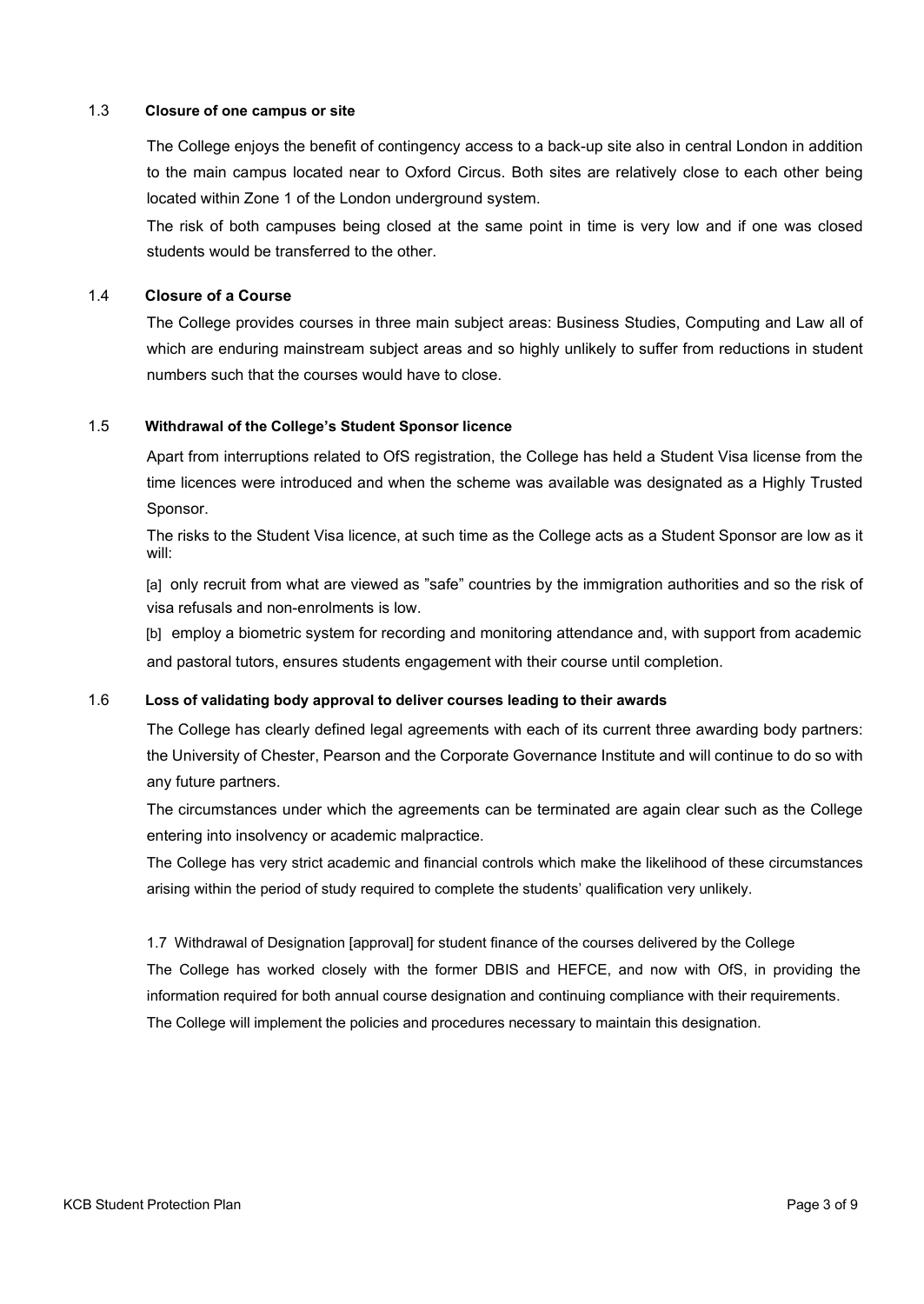### 1.3 Closure of one campus or site

The College enjoys the benefit of contingency access to a back-up site also in central London in addition to the main campus located near to Oxford Circus. Both sites are relatively close to each other being located within Zone 1 of the London underground system.

The risk of both campuses being closed at the same point in time is very low and if one was closed students would be transferred to the other.

### 1.4 Closure of a Course

The College provides courses in three main subject areas: Business Studies, Computing and Law all of which are enduring mainstream subject areas and so highly unlikely to suffer from reductions in student numbers such that the courses would have to close.

### 1.5 Withdrawal of the College's Student Sponsor licence

Apart from interruptions related to OfS registration, the College has held a Student Visa license from the time licences were introduced and when the scheme was available was designated as a Highly Trusted Sponsor.

The risks to the Student Visa licence, at such time as the College acts as a Student Sponsor are low as it will:

[a] only recruit from what are viewed as "safe" countries by the immigration authorities and so the risk of visa refusals and non-enrolments is low.

[b] employ a biometric system for recording and monitoring attendance and, with support from academic and pastoral tutors, ensures students engagement with their course until completion.

### 1.6 Loss of validating body approval to deliver courses leading to their awards

The College has clearly defined legal agreements with each of its current three awarding body partners: the University of Chester, Pearson and the Corporate Governance Institute and will continue to do so with any future partners.

The circumstances under which the agreements can be terminated are again clear such as the College entering into insolvency or academic malpractice.

The College has very strict academic and financial controls which make the likelihood of these circumstances arising within the period of study required to complete the students' qualification very unlikely.

1.7 Withdrawal of Designation [approval] for student finance of the courses delivered by the College

The College has worked closely with the former DBIS and HEFCE, and now with OfS, in providing the information required for both annual course designation and continuing compliance with their requirements. The College will implement the policies and procedures necessary to maintain this designation.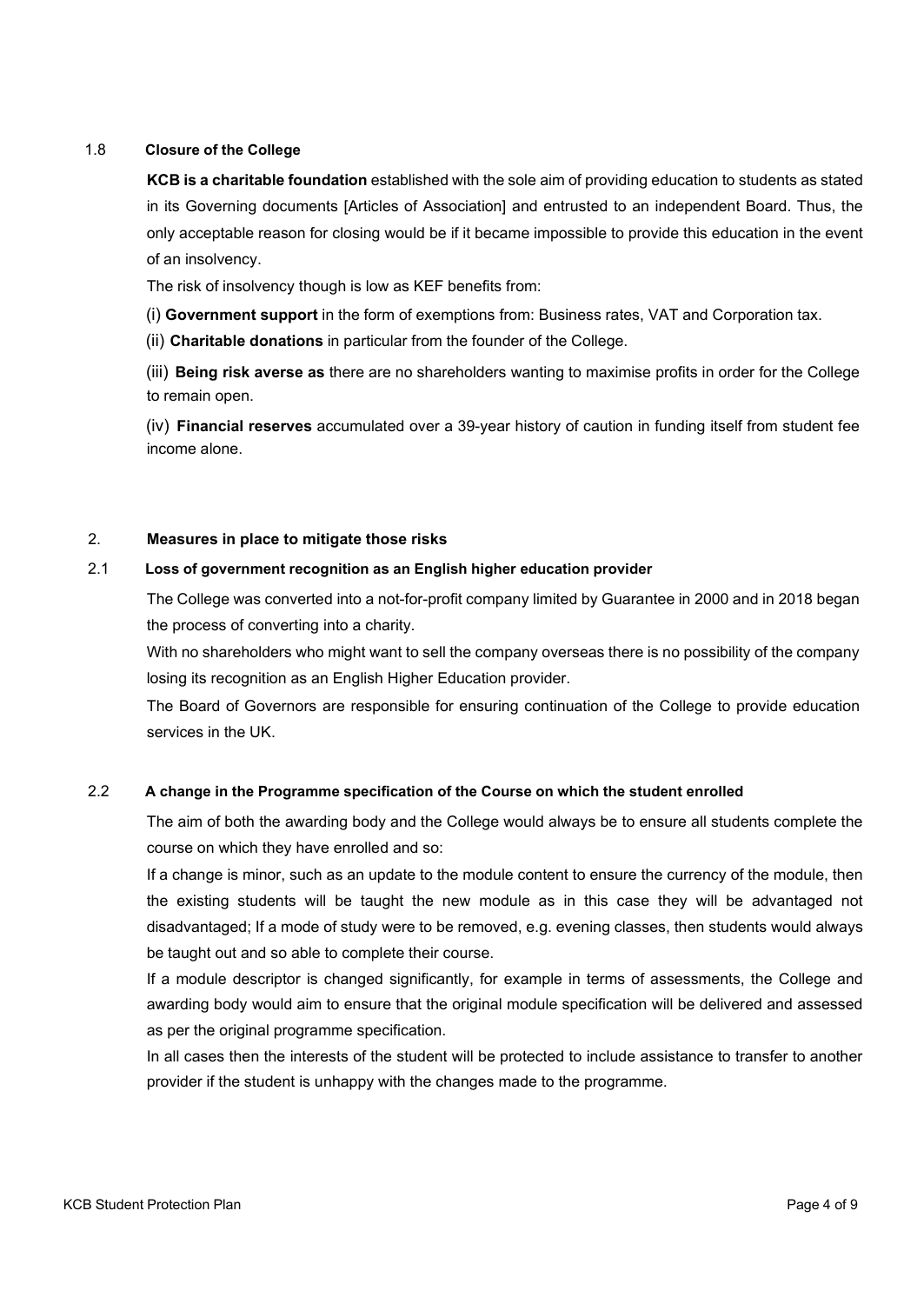### 1.8 Closure of the College

**KCB is a charitable foundation** established with the sole aim of providing education to students as stated in its Governing documents [Articles of Association] and entrusted to an independent Board. Thus, the only acceptable reason for closing would be if it became impossible to provide this education in the event of an insolvency.

The risk of insolvency though is low as KEF benefits from:

(i) **Government support** in the form of exemptions from: Business rates, VAT and Corporation tax.

(ii) **Charitable donations** in particular from the founder of the College.

(iii) **Being risk averse as** there are no shareholders wanting to maximise profits in order for the College to remain open.

(iv) **Financial reserves** accumulated over a 39-year history of caution in funding itself from student fee income alone.

## 2. Measures in place to mitigate those risks

### 2.1 Loss of government recognition as an English higher education provider

The College was converted into a not-for-profit company limited by Guarantee in 2000 and in 2018 began the process of converting into a charity.

With no shareholders who might want to sell the company overseas there is no possibility of the company losing its recognition as an English Higher Education provider.

The Board of Governors are responsible for ensuring continuation of the College to provide education services in the UK.

### 2.2 A change in the Programme specification of the Course on which the student enrolled

The aim of both the awarding body and the College would always be to ensure all students complete the course on which they have enrolled and so:

If a change is minor, such as an update to the module content to ensure the currency of the module, then the existing students will be taught the new module as in this case they will be advantaged not disadvantaged; If a mode of study were to be removed, e.g. evening classes, then students would always be taught out and so able to complete their course.

If a module descriptor is changed significantly, for example in terms of assessments, the College and awarding body would aim to ensure that the original module specification will be delivered and assessed as per the original programme specification.

In all cases then the interests of the student will be protected to include assistance to transfer to another provider if the student is unhappy with the changes made to the programme.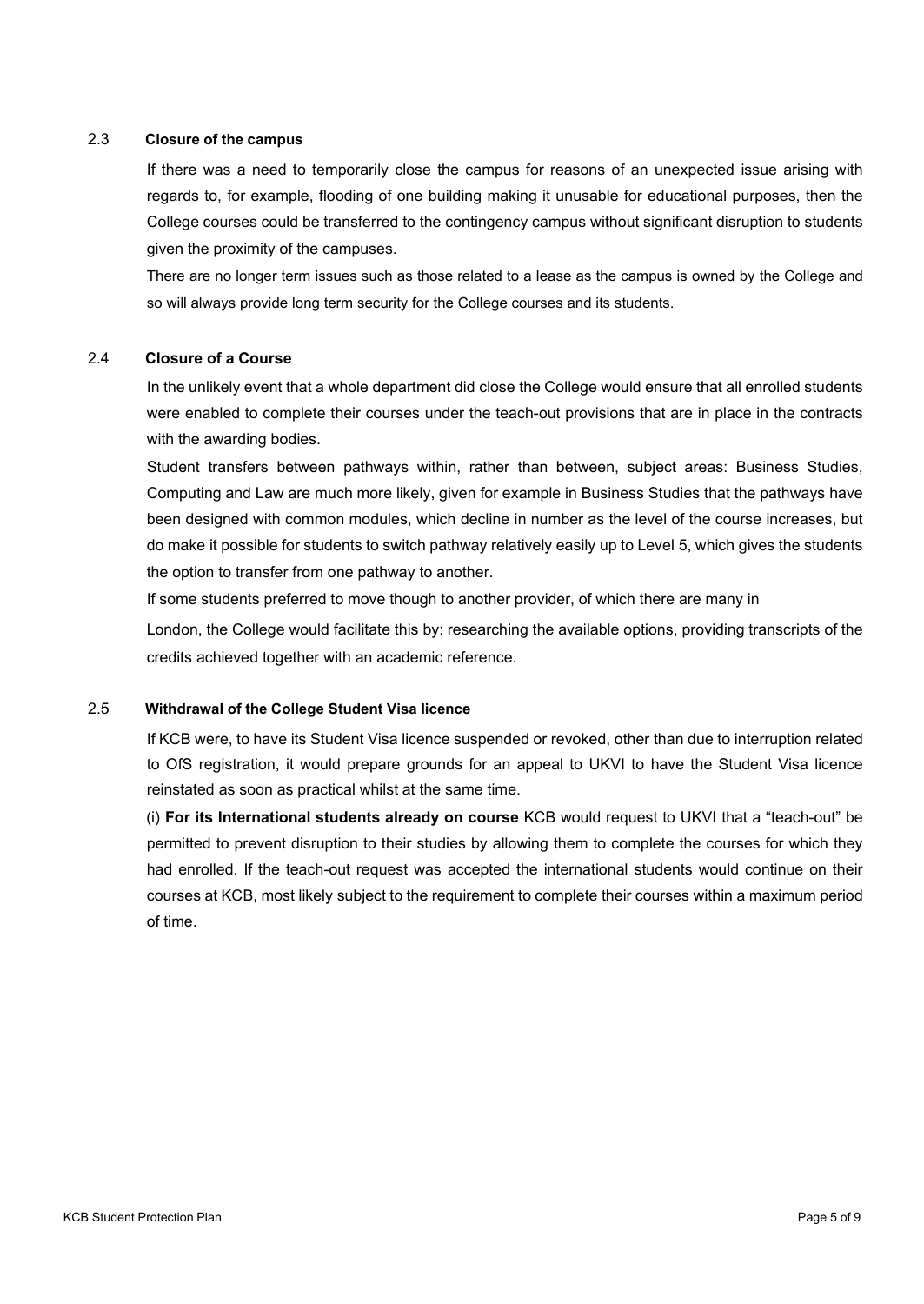### 2.3 Closure of the campus

If there was a need to temporarily close the campus for reasons of an unexpected issue arising with regards to, for example, flooding of one building making it unusable for educational purposes, then the College courses could be transferred to the contingency campus without significant disruption to students given the proximity of the campuses.

There are no longer term issues such as those related to a lease as the campus is owned by the College and so will always provide long term security for the College courses and its students.

### 2.4 Closure of a Course

In the unlikely event that a whole department did close the College would ensure that all enrolled students were enabled to complete their courses under the teach-out provisions that are in place in the contracts with the awarding bodies.

Student transfers between pathways within, rather than between, subject areas: Business Studies, Computing and Law are much more likely, given for example in Business Studies that the pathways have been designed with common modules, which decline in number as the level of the course increases, but do make it possible for students to switch pathway relatively easily up to Level 5, which gives the students the option to transfer from one pathway to another.

If some students preferred to move though to another provider, of which there are many in

London, the College would facilitate this by: researching the available options, providing transcripts of the credits achieved together with an academic reference.

### 2.5 Withdrawal of the College Student Visa licence

If KCB were, to have its Student Visa licence suspended or revoked, other than due to interruption related to OfS registration, it would prepare grounds for an appeal to UKVI to have the Student Visa licence reinstated as soon as practical whilst at the same time.

(i) **For its International students already on course** KCB would request to UKVI that a "teach-out" be permitted to prevent disruption to their studies by allowing them to complete the courses for which they had enrolled. If the teach-out request was accepted the international students would continue on their courses at KCB, most likely subject to the requirement to complete their courses within a maximum period of time.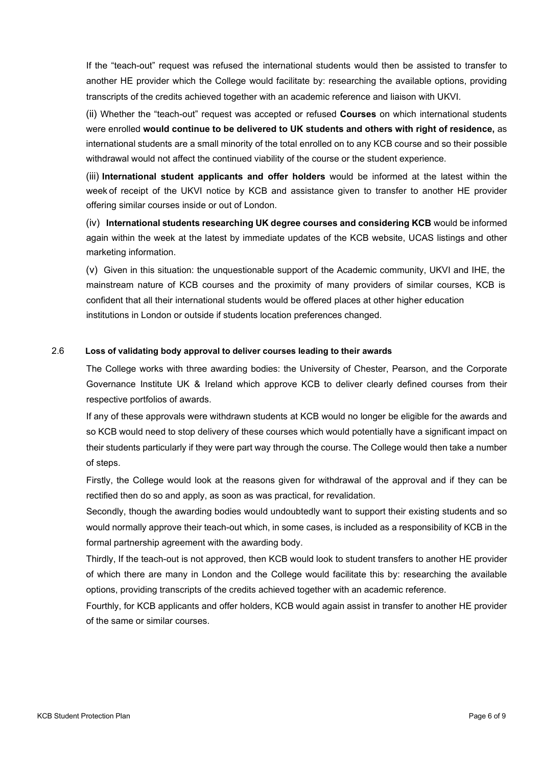If the "teach-out" request was refused the international students would then be assisted to transfer to another HE provider which the College would facilitate by: researching the available options, providing transcripts of the credits achieved together with an academic reference and liaison with UKVI.

(ii) Whether the "teach-out" request was accepted or refused **Courses** on which international students were enrolled **would continue to be delivered to UK students and others with right of residence,** as international students are a small minority of the total enrolled on to any KCB course and so their possible withdrawal would not affect the continued viability of the course or the student experience.

(iii) **International student applicants and offer holders** would be informed at the latest within the week of receipt of the UKVI notice by KCB and assistance given to transfer to another HE provider offering similar courses inside or out of London.

(iv) **International students researching UK degree courses and considering KCB** would be informed again within the week at the latest by immediate updates of the KCB website, UCAS listings and other marketing information.

(v) Given in this situation: the unquestionable support of the Academic community, UKVI and IHE, the mainstream nature of KCB courses and the proximity of many providers of similar courses, KCB is confident that all their international students would be offered places at other higher education institutions in London or outside if students location preferences changed.

### 2.6 Loss of validating body approval to deliver courses leading to their awards

The College works with three awarding bodies: the University of Chester, Pearson, and the Corporate Governance Institute UK & Ireland which approve KCB to deliver clearly defined courses from their respective portfolios of awards.

If any of these approvals were withdrawn students at KCB would no longer be eligible for the awards and so KCB would need to stop delivery of these courses which would potentially have a significant impact on their students particularly if they were part way through the course. The College would then take a number of steps.

Firstly, the College would look at the reasons given for withdrawal of the approval and if they can be rectified then do so and apply, as soon as was practical, for revalidation.

Secondly, though the awarding bodies would undoubtedly want to support their existing students and so would normally approve their teach-out which, in some cases, is included as a responsibility of KCB in the formal partnership agreement with the awarding body.

Thirdly, If the teach-out is not approved, then KCB would look to student transfers to another HE provider of which there are many in London and the College would facilitate this by: researching the available options, providing transcripts of the credits achieved together with an academic reference.

Fourthly, for KCB applicants and offer holders, KCB would again assist in transfer to another HE provider of the same or similar courses.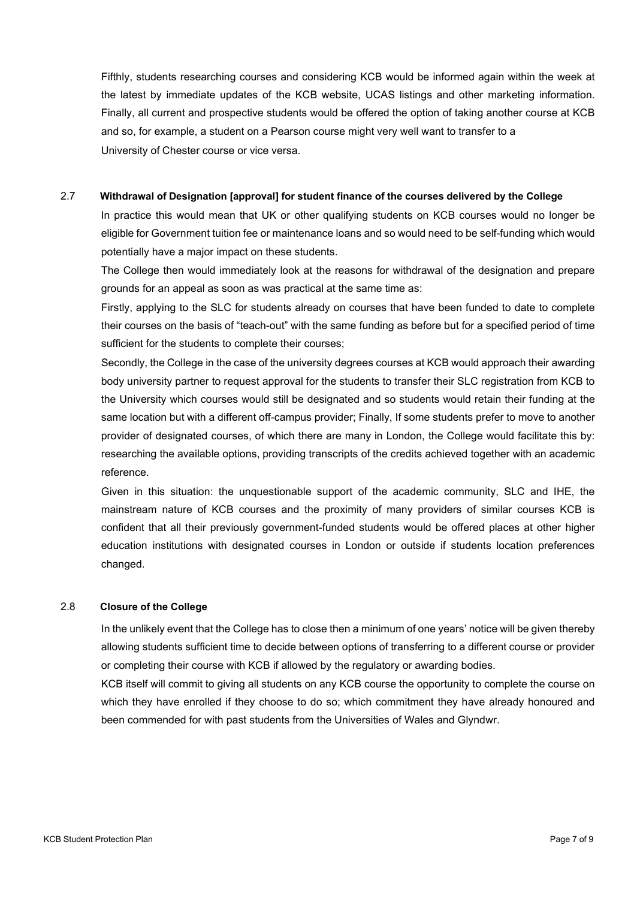Fifthly, students researching courses and considering KCB would be informed again within the week at the latest by immediate updates of the KCB website, UCAS listings and other marketing information. Finally, all current and prospective students would be offered the option of taking another course at KCB and so, for example, a student on a Pearson course might very well want to transfer to a University of Chester course or vice versa.

### 2.7 Withdrawal of Designation [approval] for student finance of the courses delivered by the College

In practice this would mean that UK or other qualifying students on KCB courses would no longer be eligible for Government tuition fee or maintenance loans and so would need to be self-funding which would potentially have a major impact on these students.

The College then would immediately look at the reasons for withdrawal of the designation and prepare grounds for an appeal as soon as was practical at the same time as:

Firstly, applying to the SLC for students already on courses that have been funded to date to complete their courses on the basis of "teach-out" with the same funding as before but for a specified period of time sufficient for the students to complete their courses;

Secondly, the College in the case of the university degrees courses at KCB would approach their awarding body university partner to request approval for the students to transfer their SLC registration from KCB to the University which courses would still be designated and so students would retain their funding at the same location but with a different off-campus provider; Finally, If some students prefer to move to another provider of designated courses, of which there are many in London, the College would facilitate this by: researching the available options, providing transcripts of the credits achieved together with an academic reference.

Given in this situation: the unquestionable support of the academic community, SLC and IHE, the mainstream nature of KCB courses and the proximity of many providers of similar courses KCB is confident that all their previously government-funded students would be offered places at other higher education institutions with designated courses in London or outside if students location preferences changed.

### 2.8 Closure of the College

In the unlikely event that the College has to close then a minimum of one years' notice will be given thereby allowing students sufficient time to decide between options of transferring to a different course or provider or completing their course with KCB if allowed by the regulatory or awarding bodies.

KCB itself will commit to giving all students on any KCB course the opportunity to complete the course on which they have enrolled if they choose to do so; which commitment they have already honoured and been commended for with past students from the Universities of Wales and Glyndwr.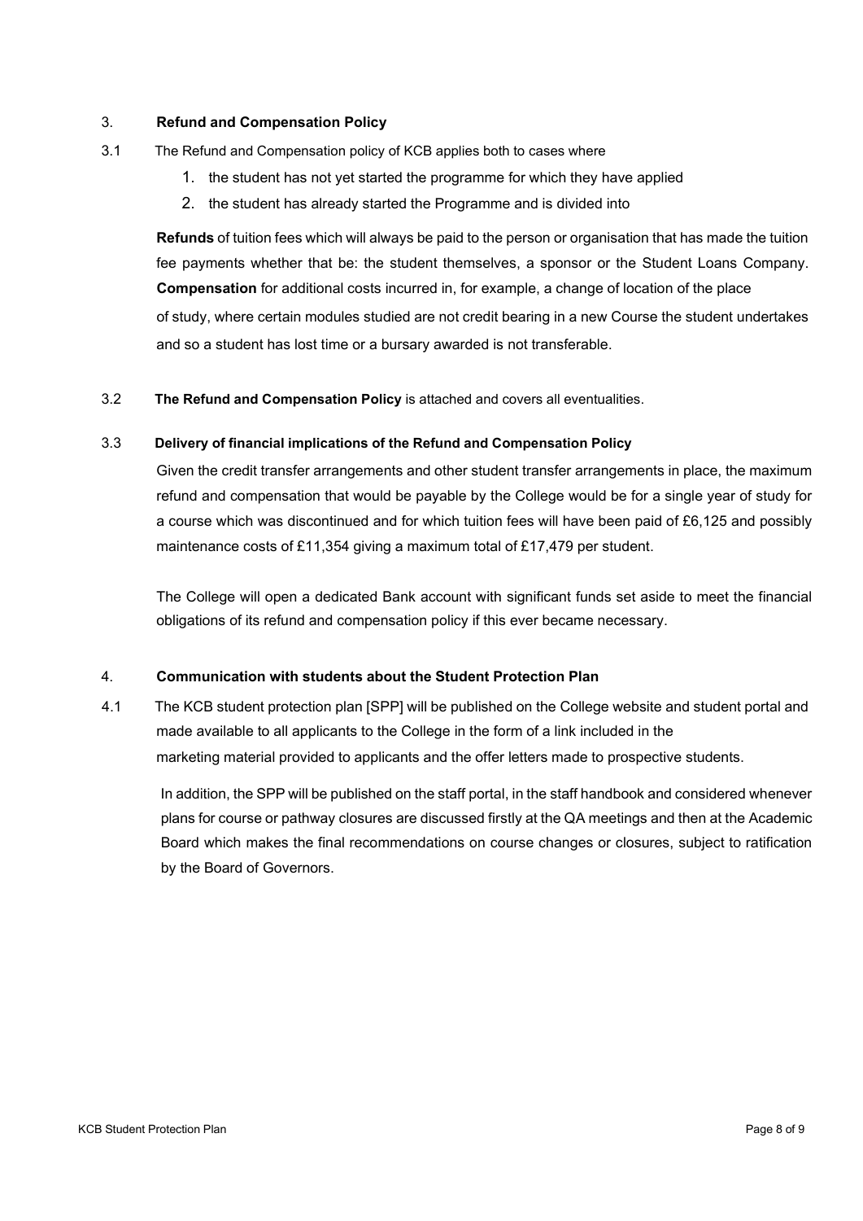## 3. **Refund and Compensation Policy**

3.1 The Refund and Compensation policy of KCB applies both to cases where

1. the student has not yet started the programme for which they have applied
2. the student has already started the Programme and is divided into

**Refunds** of tuition fees which will always be paid to the person or organisation that has made the tuition fee payments whether that be: the student themselves, a sponsor or the Student Loans Company. **Compensation** for additional costs incurred in, for example, a change of location of the place of study, where certain modules studied are not credit bearing in a new Course the student undertakes and so a student has lost time or a bursary awarded is not transferable.

3.2 **The Refund and Compensation Policy** is attached and covers all eventualities.

3.3 **Delivery of financial implications of the Refund and Compensation Policy**

Given the credit transfer arrangements and other student transfer arrangements in place, the maximum refund and compensation that would be payable by the College would be for a single year of study for a course which was discontinued and for which tuition fees will have been paid of £6,125 and possibly maintenance costs of £11,354 giving a maximum total of £17,479 per student.

The College will open a dedicated Bank account with significant funds set aside to meet the financial obligations of its refund and compensation policy if this ever became necessary.

## 4. **Communication with students about the Student Protection Plan**

4.1 The KCB student protection plan [SPP] will be published on the College website and student portal and made available to all applicants to the College in the form of a link included in the marketing material provided to applicants and the offer letters made to prospective students.

In addition, the SPP will be published on the staff portal, in the staff handbook and considered whenever plans for course or pathway closures are discussed firstly at the QA meetings and then at the Academic Board which makes the final recommendations on course changes or closures, subject to ratification by the Board of Governors.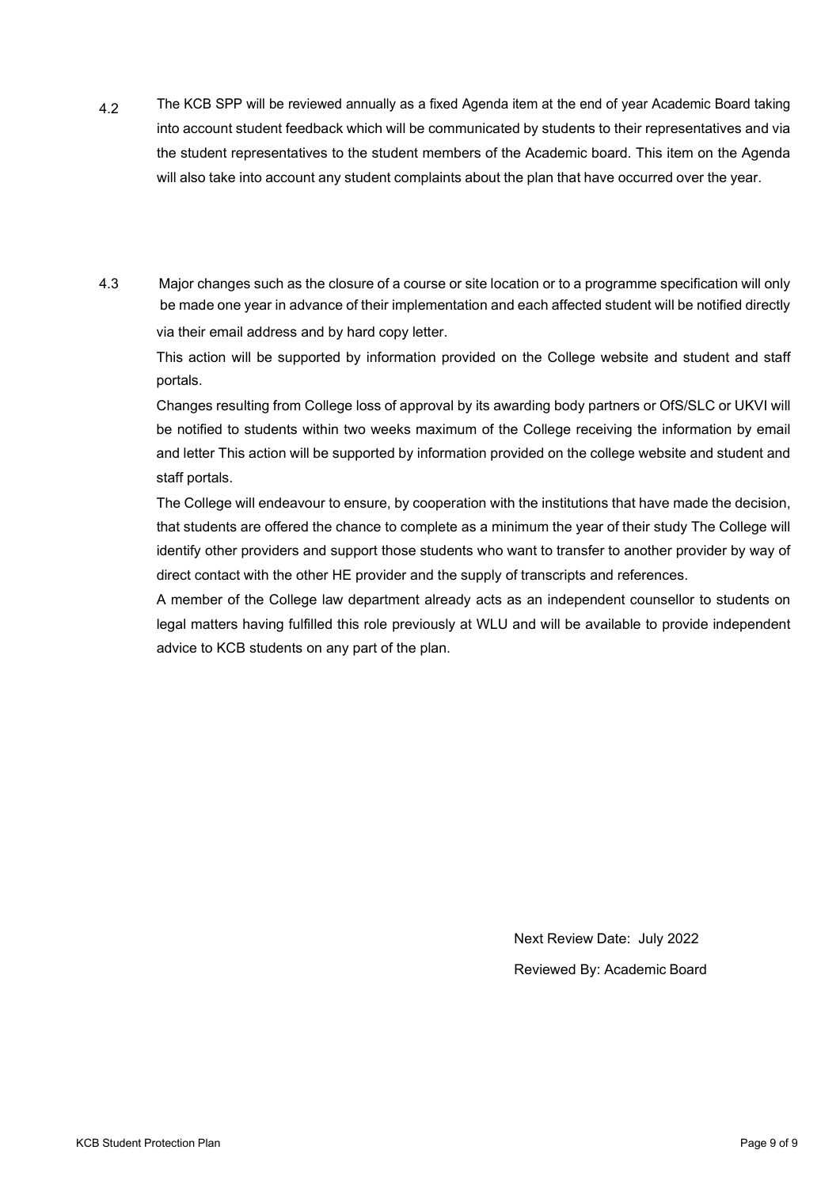4.2 The KCB SPP will be reviewed annually as a fixed Agenda item at the end of year Academic Board taking into account student feedback which will be communicated by students to their representatives and via the student representatives to the student members of the Academic board. This item on the Agenda will also take into account any student complaints about the plan that have occurred over the year.

4.3 Major changes such as the closure of a course or site location or to a programme specification will only be made one year in advance of their implementation and each affected student will be notified directly via their email address and by hard copy letter.

This action will be supported by information provided on the College website and student and staff portals.

Changes resulting from College loss of approval by its awarding body partners or OfS/SLC or UKVI will be notified to students within two weeks maximum of the College receiving the information by email and letter This action will be supported by information provided on the college website and student and staff portals.

The College will endeavour to ensure, by cooperation with the institutions that have made the decision, that students are offered the chance to complete as a minimum the year of their study The College will identify other providers and support those students who want to transfer to another provider by way of direct contact with the other HE provider and the supply of transcripts and references.

A member of the College law department already acts as an independent counsellor to students on legal matters having fulfilled this role previously at WLU and will be available to provide independent advice to KCB students on any part of the plan.

Next Review Date: July 2022

Reviewed By: Academic Board